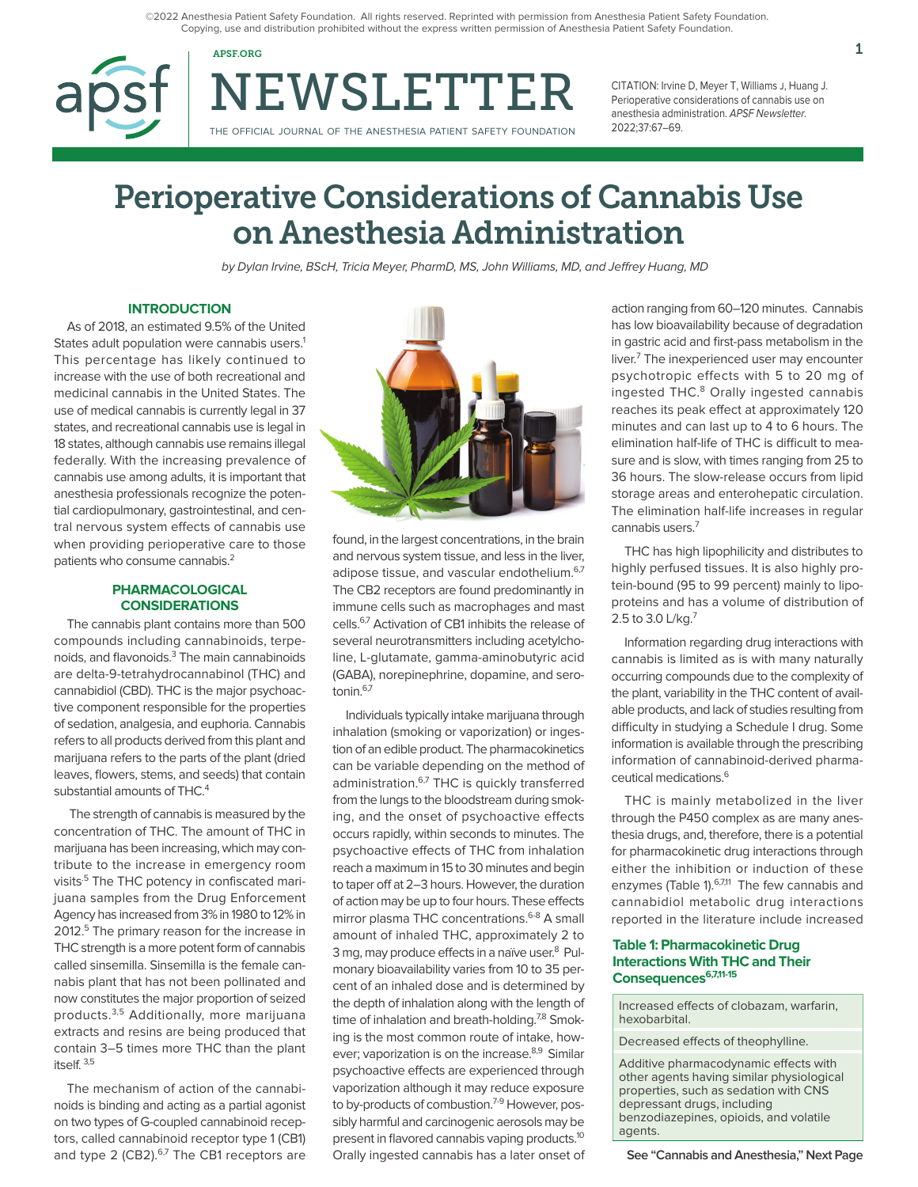©2022 Anesthesia Patient Safety Foundation. All rights reserved. Reprinted with permission from Anesthesia Patient Safety Foundation. Copying, use and distribution prohibited without the express written permission of Anesthesia Patient Safety Foundation.

CITATION: Irvine D, Meyer T, Williams J, Huang J. Perioperative considerations of cannabis use on anesthesia administration. *APSF Newsletter.* 2022;37:67–69.

# Perioperative Considerations of Cannabis Use on Anesthesia Administration

*by Dylan Irvine, BScH, Tricia Meyer, PharmD, MS, John Williams, MD, and Jeffrey Huang, MD*

## INTRODUCTION

As of 2018, an estimated 9.5% of the United States adult population were cannabis users.[1] This percentage has likely continued to increase with the use of both recreational and medicinal cannabis in the United States. The use of medical cannabis is currently legal in 37 states, and recreational cannabis use is legal in 18 states, although cannabis use remains illegal federally. With the increasing prevalence of cannabis use among adults, it is important that anesthesia professionals recognize the potential cardiopulmonary, gastrointestinal, and central nervous system effects of cannabis use when providing perioperative care to those patients who consume cannabis.[2]

## PHARMACOLOGICAL CONSIDERATIONS

The cannabis plant contains more than 500 compounds including cannabinoids, terpenoids, and flavonoids.[3] The main cannabinoids are delta-9-tetrahydrocannabinol (THC) and cannabidiol (CBD). THC is the major psychoactive component responsible for the properties of sedation, analgesia, and euphoria. Cannabis refers to all products derived from this plant and marijuana refers to the parts of the plant (dried leaves, flowers, stems, and seeds) that contain substantial amounts of THC.[4]

The strength of cannabis is measured by the concentration of THC. The amount of THC in marijuana has been increasing, which may contribute to the increase in emergency room visits.[5] The THC potency in confiscated marijuana samples from the Drug Enforcement Agency has increased from 3% in 1980 to 12% in 2012.[5] The primary reason for the increase in THC strength is a more potent form of cannabis called sinsemilla. Sinsemilla is the female cannabis plant that has not been pollinated and now constitutes the major proportion of seized products.[3,5] Additionally, more marijuana extracts and resins are being produced that contain 3–5 times more THC than the plant itself.[3,5]

The mechanism of action of the cannabinoids is binding and acting as a partial agonist on two types of G-coupled cannabinoid receptors, called cannabinoid receptor type 1 (CB1) and type 2 (CB2).[6,7] The CB1 receptors are found, in the largest concentrations, in the brain and nervous system tissue, and less in the liver, adipose tissue, and vascular endothelium.[6,7] The CB2 receptors are found predominantly in immune cells such as macrophages and mast cells.[6,7] Activation of CB1 inhibits the release of several neurotransmitters including acetylcholine, L-glutamate, gamma-aminobutyric acid (GABA), norepinephrine, dopamine, and serotonin.[6,7]

Individuals typically intake marijuana through inhalation (smoking or vaporization) or ingestion of an edible product. The pharmacokinetics can be variable depending on the method of administration.[6,7] THC is quickly transferred from the lungs to the bloodstream during smoking, and the onset of psychoactive effects occurs rapidly, within seconds to minutes. The psychoactive effects of THC from inhalation reach a maximum in 15 to 30 minutes and begin to taper off at 2–3 hours. However, the duration of action may be up to four hours. These effects mirror plasma THC concentrations.[6-8] A small amount of inhaled THC, approximately 2 to 3 mg, may produce effects in a naïve user.[8] Pulmonary bioavailability varies from 10 to 35 percent of an inhaled dose and is determined by the depth of inhalation along with the length of time of inhalation and breath-holding.[7,8] Smoking is the most common route of intake, however; vaporization is on the increase.[8,9] Similar psychoactive effects are experienced through vaporization although it may reduce exposure to by-products of combustion.[7-9] However, possibly harmful and carcinogenic aerosols may be present in flavored cannabis vaping products.[10] Orally ingested cannabis has a later onset of action ranging from 60–120 minutes. Cannabis has low bioavailability because of degradation in gastric acid and first-pass metabolism in the liver.[7] The inexperienced user may encounter psychotropic effects with 5 to 20 mg of ingested THC.[8] Orally ingested cannabis reaches its peak effect at approximately 120 minutes and can last up to 4 to 6 hours. The elimination half-life of THC is difficult to measure and is slow, with times ranging from 25 to 36 hours. The slow-release occurs from lipid storage areas and enterohepatic circulation. The elimination half-life increases in regular cannabis users.[7]

THC has high lipophilicity and distributes to highly perfused tissues. It is also highly protein-bound (95 to 99 percent) mainly to lipoproteins and has a volume of distribution of 2.5 to 3.0 L/kg.[7]

Information regarding drug interactions with cannabis is limited as is with many naturally occurring compounds due to the complexity of the plant, variability in the THC content of available products, and lack of studies resulting from difficulty in studying a Schedule I drug. Some information is available through the prescribing information of cannabinoid-derived pharmaceutical medications.[6]

THC is mainly metabolized in the liver through the P450 complex as are many anesthesia drugs, and, therefore, there is a potential for pharmacokinetic drug interactions through either the inhibition or induction of these enzymes (Table 1).[6,7,11] The few cannabis and cannabidiol metabolic drug interactions reported in the literature include increased

**Table 1: Pharmacokinetic Drug Interactions With THC and Their Consequences[6,7,11-15]**

| |
|---|
| Increased effects of clobazam, warfarin, hexobarbital. |
| Decreased effects of theophylline. |
| Additive pharmacodynamic effects with other agents having similar physiological properties, such as sedation with CNS depressant drugs, including benzodiazepines, opioids, and volatile agents. |

See "Cannabis and Anesthesia," Next Page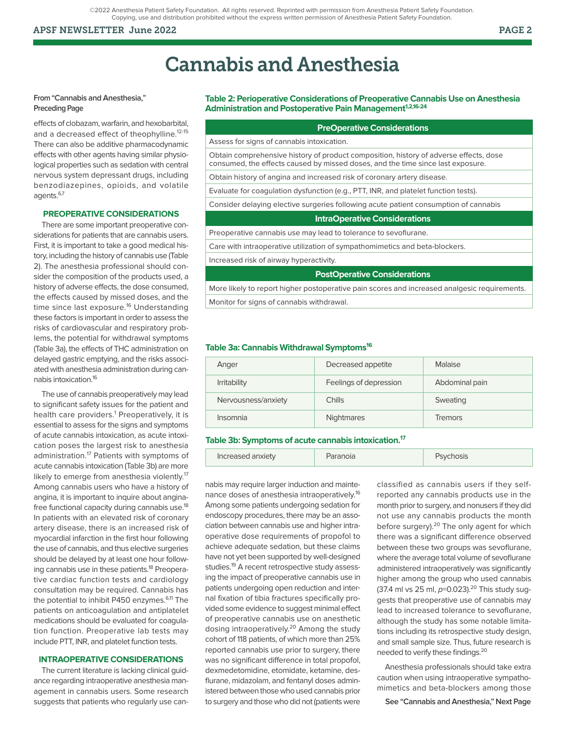# Cannabis and Anesthesia

From "Cannabis and Anesthesia," Preceding Page

effects of clobazam, warfarin, and hexobarbital, and a decreased effect of theophylline.[12-15] There can also be additive pharmacodynamic effects with other agents having similar physiological properties such as sedation with central nervous system depressant drugs, including benzodiazepines, opioids, and volatile agents.[6,7]

### PREOPERATIVE CONSIDERATIONS

There are some important preoperative considerations for patients that are cannabis users. First, it is important to take a good medical history, including the history of cannabis use (Table 2). The anesthesia professional should consider the composition of the products used, a history of adverse effects, the dose consumed, the effects caused by missed doses, and the time since last exposure.[16] Understanding these factors is important in order to assess the risks of cardiovascular and respiratory problems, the potential for withdrawal symptoms (Table 3a), the effects of THC administration on delayed gastric emptying, and the risks associated with anesthesia administration during cannabis intoxication.[16]

The use of cannabis preoperatively may lead to significant safety issues for the patient and health care providers.[1] Preoperatively, it is essential to assess for the signs and symptoms of acute cannabis intoxication, as acute intoxication poses the largest risk to anesthesia administration.[17] Patients with symptoms of acute cannabis intoxication (Table 3b) are more likely to emerge from anesthesia violently.[17] Among cannabis users who have a history of angina, it is important to inquire about angina-free functional capacity during cannabis use.[18] In patients with an elevated risk of coronary artery disease, there is an increased risk of myocardial infarction in the first hour following the use of cannabis, and thus elective surgeries should be delayed by at least one hour following cannabis use in these patients.[18] Preoperative cardiac function tests and cardiology consultation may be required. Cannabis has the potential to inhibit P450 enzymes.[6,11] The patients on anticoagulation and antiplatelet medications should be evaluated for coagulation function. Preoperative lab tests may include PTT, INR, and platelet function tests.

### INTRAOPERATIVE CONSIDERATIONS

The current literature is lacking clinical guidance regarding intraoperative anesthesia management in cannabis users. Some research suggests that patients who regularly use cannabis may require larger induction and maintenance doses of anesthesia intraoperatively.[16] Among some patients undergoing sedation for endoscopy procedures, there may be an association between cannabis use and higher intraoperative dose requirements of propofol to achieve adequate sedation, but these claims have not yet been supported by well-designed studies.[19] A recent retrospective study assessing the impact of preoperative cannabis use in patients undergoing open reduction and internal fixation of tibia fractures specifically provided some evidence to suggest minimal effect of preoperative cannabis use on anesthetic dosing intraoperatively.[20] Among the study cohort of 118 patients, of which more than 25% reported cannabis use prior to surgery, there was no significant difference in total propofol, dexmedetomidine, etomidate, ketamine, desflurane, midazolam, and fentanyl doses administered between those who used cannabis prior to surgery and those who did not (patients were classified as cannabis users if they self-reported any cannabis products use in the month prior to surgery, and nonusers if they did not use any cannabis products the month before surgery).[20] The only agent for which there was a significant difference observed between these two groups was sevoflurane, where the average total volume of sevoflurane administered intraoperatively was significantly higher among the group who used cannabis (37.4 ml vs 25 ml, $p=0.023$).[20] This study suggests that preoperative use of cannabis may lead to increased tolerance to sevoflurane, although the study has some notable limitations including its retrospective study design, and small sample size. Thus, future research is needed to verify these findings.[20]

Anesthesia professionals should take extra caution when using intraoperative sympathomimetics and beta-blockers among those

See "Cannabis and Anesthesia," Next Page

**Table 2: Perioperative Considerations of Preoperative Cannabis Use on Anesthesia Administration and Postoperative Pain Management[1,2,16-24]**

| PreOperative Considerations |
|---|
| Assess for signs of cannabis intoxication. |
| Obtain comprehensive history of product composition, history of adverse effects, dose consumed, the effects caused by missed doses, and the time since last exposure. |
| Obtain history of angina and increased risk of coronary artery disease. |
| Evaluate for coagulation dysfunction (e.g., PTT, INR, and platelet function tests). |
| Consider delaying elective surgeries following acute patient consumption of cannabis |
| **IntraOperative Considerations** |
| Preoperative cannabis use may lead to tolerance to sevoflurane. |
| Care with intraoperative utilization of sympathomimetics and beta-blockers. |
| Increased risk of airway hyperactivity. |
| **PostOperative Considerations** |
| More likely to report higher postoperative pain scores and increased analgesic requirements. |
| Monitor for signs of cannabis withdrawal. |

**Table 3a: Cannabis Withdrawal Symptoms[16]**

| | | |
|---|---|---|
| Anger | Decreased appetite | Malaise |
| Irritability | Feelings of depression | Abdominal pain |
| Nervousness/anxiety | Chills | Sweating |
| Insomnia | Nightmares | Tremors |

**Table 3b: Symptoms of acute cannabis intoxication.[17]**

| | | |
|---|---|---|
| Increased anxiety | Paranoia | Psychosis |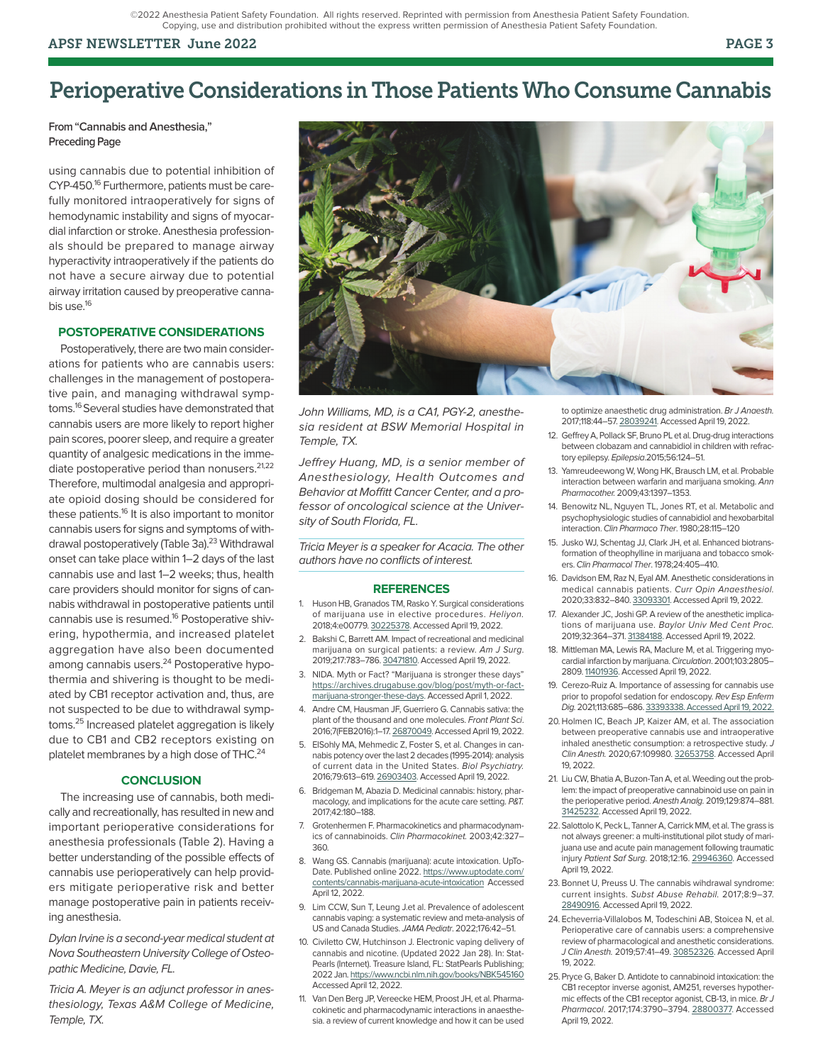# Perioperative Considerations in Those Patients Who Consume Cannabis

**From "Cannabis and Anesthesia," Preceding Page**

using cannabis due to potential inhibition of CYP-450.[16] Furthermore, patients must be carefully monitored intraoperatively for signs of hemodynamic instability and signs of myocardial infarction or stroke. Anesthesia professionals should be prepared to manage airway hyperactivity intraoperatively if the patients do not have a secure airway due to potential airway irritation caused by preoperative cannabis use.[16]

### POSTOPERATIVE CONSIDERATIONS

Postoperatively, there are two main considerations for patients who are cannabis users: challenges in the management of postoperative pain, and managing withdrawal symptoms.[16] Several studies have demonstrated that cannabis users are more likely to report higher pain scores, poorer sleep, and require a greater quantity of analgesic medications in the immediate postoperative period than nonusers.[21,22] Therefore, multimodal analgesia and appropriate opioid dosing should be considered for these patients.[16] It is also important to monitor cannabis users for signs and symptoms of withdrawal postoperatively (Table 3a).[23] Withdrawal onset can take place within 1–2 days of the last cannabis use and last 1–2 weeks; thus, health care providers should monitor for signs of cannabis withdrawal in postoperative patients until cannabis use is resumed.[16] Postoperative shivering, hypothermia, and increased platelet aggregation have also been documented among cannabis users.[24] Postoperative hypothermia and shivering is thought to be mediated by CB1 receptor activation and, thus, are not suspected to be due to withdrawal symptoms.[25] Increased platelet aggregation is likely due to CB1 and CB2 receptors existing on platelet membranes by a high dose of THC.[24]

### CONCLUSION

The increasing use of cannabis, both medically and recreationally, has resulted in new and important perioperative considerations for anesthesia professionals (Table 2). Having a better understanding of the possible effects of cannabis use perioperatively can help providers mitigate perioperative risk and better manage postoperative pain in patients receiving anesthesia.

*Dylan Irvine is a second-year medical student at Nova Southeastern University College of Osteopathic Medicine, Davie, FL.*

*Tricia A. Meyer is an adjunct professor in anesthesiology, Texas A&M College of Medicine, Temple, TX.*

*John Williams, MD, is a CA1, PGY-2, anesthesia resident at BSW Memorial Hospital in Temple, TX.*

*Jeffrey Huang, MD, is a senior member of Anesthesiology, Health Outcomes and Behavior at Moffitt Cancer Center, and a professor of oncological science at the University of South Florida, FL.*

*Tricia Meyer is a speaker for Acacia. The other authors have no conflicts of interest.*

### REFERENCES

1. Huson HB, Granados TM, Rasko Y. Surgical considerations of marijuana use in elective procedures. *Heliyon*. 2018;4:e00779. 30225378. Accessed April 19, 2022.
2. Bakshi C, Barrett AM. Impact of recreational and medicinal marijuana on surgical patients: a review. *Am J Surg*. 2019;217:783–786. 30471810. Accessed April 19, 2022.
3. NIDA. Myth or Fact? "Marijuana is stronger these days" https://archives.drugabuse.gov/blog/post/myth-or-fact-marijuana-stronger-these-days. Accessed April 1, 2022.
4. Andre CM, Hausman JF, Guerriero G. Cannabis sativa: the plant of the thousand and one molecules. *Front Plant Sci*. 2016;7(FEB2016):1–17. 26870049. Accessed April 19, 2022.
5. ElSohly MA, Mehmedic Z, Foster S, et al. Changes in cannabis potency over the last 2 decades (1995-2014): analysis of current data in the United States. *Biol Psychiatry*. 2016;79:613–619. 26903403. Accessed April 19, 2022.
6. Bridgeman M, Abazia D. Medicinal cannabis: history, pharmacology, and implications for the acute care setting. *P&T*. 2017;42:180–188.
7. Grotenhermen F. Pharmacokinetics and pharmacodynamics of cannabinoids. *Clin Pharmacokinet*. 2003;42:327–360.
8. Wang GS. Cannabis (marijuana): acute intoxication. UpToDate. Published online 2022. https://www.uptodate.com/contents/cannabis-marijuana-acute-intoxication Accessed April 12, 2022.
9. Lim CCW, Sun T, Leung J.et al. Prevalence of adolescent cannabis vaping: a systematic review and meta-analysis of US and Canada Studies. *JAMA Pediatr*. 2022;176:42–51.
10. Civiletto CW, Hutchinson J. Electronic vaping delivery of cannabis and nicotine. (Updated 2022 Jan 28). In: StatPearls (Internet). Treasure Island, FL: StatPearls Publishing; 2022 Jan. https://www.ncbi.nlm.nih.gov/books/NBK545160 Accessed April 12, 2022.
11. Van Den Berg JP, Vereecke HEM, Proost JH, et al. Pharmacokinetic and pharmacodynamic interactions in anaesthesia. a review of current knowledge and how it can be used to optimize anaesthetic drug administration. *Br J Anaesth*. 2017;118:44–57. 28039241. Accessed April 19, 2022.
12. Geffrey A, Pollack SF, Bruno PL et al. Drug-drug interactions between clobazam and cannabidiol in children with refractory epilepsy. *Epilepsia*.2015;56:124–51.
13. Yamreudeewong W, Wong HK, Brausch LM, et al. Probable interaction between warfarin and marijuana smoking. *Ann Pharmacother*. 2009;43:1397–1353.
14. Benowitz NL, Nguyen TL, Jones RT, et al. Metabolic and psychophysiologic studies of cannabidiol and hexobarbital interaction. *Clin Pharmaco Ther*. 1980;28:115–120
15. Jusko WJ, Schentag JJ, Clark JH, et al. Enhanced biotransformation of theophylline in marijuana and tobacco smokers. *Clin Pharmacol Ther*. 1978;24:405–410.
16. Davidson EM, Raz N, Eyal AM. Anesthetic considerations in medical cannabis patients. *Curr Opin Anaesthesiol*. 2020;33:832–840. 33093301. Accessed April 19, 2022.
17. Alexander JC, Joshi GP. A review of the anesthetic implications of marijuana use. *Baylor Univ Med Cent Proc*. 2019;32:364–371. 31384188. Accessed April 19, 2022.
18. Mittleman MA, Lewis RA, Maclure M, et al. Triggering myocardial infarction by marijuana. *Circulation*. 2001;103:2805–2809. 11401936. Accessed April 19, 2022.
19. Cerezo-Ruiz A. Importance of assessing for cannabis use prior to propofol sedation for endoscopy. *Rev Esp Enferm Dig*. 2021;113:685–686. 33393338. Accessed April 19, 2022.
20. Holmen IC, Beach JP, Kaizer AM, et al. The association between preoperative cannabis use and intraoperative inhaled anesthetic consumption: a retrospective study. *J Clin Anesth*. 2020;67:109980. 32653758. Accessed April 19, 2022.
21. Liu CW, Bhatia A, Buzon-Tan A, et al. Weeding out the problem: the impact of preoperative cannabinoid use on pain in the perioperative period. *Anesth Analg*. 2019;129:874–881. 31425232. Accessed April 19, 2022.
22. Salottolo K, Peck L, Tanner A, Carrick MM, et al. The grass is not always greener: a multi-institutional pilot study of marijuana use and acute pain management following traumatic injury *Patient Saf Surg*. 2018;12:16. 29946360. Accessed April 19, 2022.
23. Bonnet U, Preuss U. The cannabis wihdrawal syndrome: current insights. *Subst Abuse Rehabil*. 2017;8:9–37. 28490916. Accessed April 19, 2022.
24. Echeverria-Villalobos M, Todeschini AB, Stoicea N, et al. Perioperative care of cannabis users: a comprehensive review of pharmacological and anesthetic considerations. *J Clin Anesth*. 2019;57:41–49. 30852326. Accessed April 19, 2022.
25. Pryce G, Baker D. Antidote to cannabinoid intoxication: the CB1 receptor inverse agonist, AM251, reverses hypothermic effects of the CB1 receptor agonist, CB-13, in mice. *Br J Pharmacol*. 2017;174:3790–3794. 28800377. Accessed April 19, 2022.